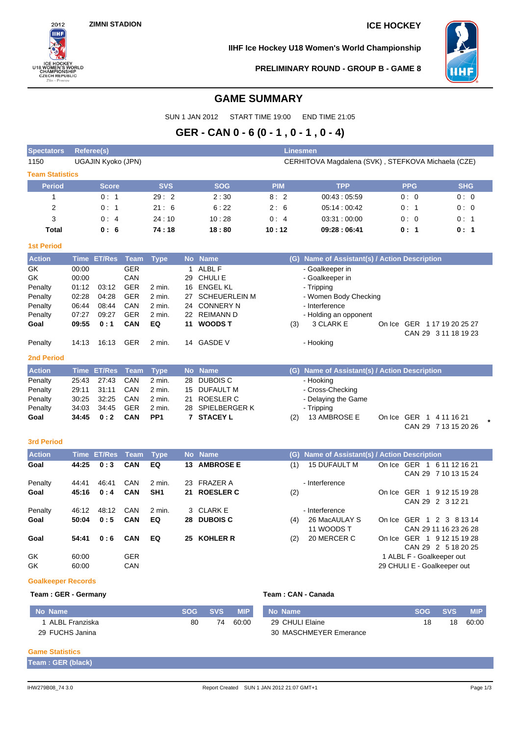ZIMNI STADION

ICE HOCKEY

IIHF Ice Hockey U18 Women's World Championship

PRELIMINARY ROUND - GROUP B - GAME 8

# GAME SUMMARY

SUN 1 JAN 2012 START TIME 19:00 END TIME 21:05

## GER - CAN 0 - 6 (0 - 1 , 0 - 1 , 0 - 4)

| Spectators | Referee(s) | Linesmen |
|---|---|---|
| 1150 | UGAJIN Kyoko (JPN) | CERHITOVA Magdalena (SVK) , STEFKOVA Michaela (CZE) |

### Team Statistics

| Period | Score | SVS | SOG | PIM | TPP | PPG | SHG |
|---|---|---|---|---|---|---|---|
| 1 | 0 : 1 | 29 : 2 | 2 : 30 | 8 : 2 | 00:43 : 05:59 | 0 : 0 | 0 : 0 |
| 2 | 0 : 1 | 21 : 6 | 6 : 22 | 2 : 6 | 05:14 : 00:42 | 0 : 1 | 0 : 0 |
| 3 | 0 : 4 | 24 : 10 | 10 : 28 | 0 : 4 | 03:31 : 00:00 | 0 : 0 | 0 : 1 |
| **Total** | **0 : 6** | **74 : 18** | **18 : 80** | **10 : 12** | **09:28 : 06:41** | **0 : 1** | **0 : 1** |

### 1st Period

| Action | Time | ET/Res | Team | Type | No | Name | (G) | Name of Assistant(s) / Action Description | On Ice |
|---|---|---|---|---|---|---|---|---|---|
| GK | 00:00 | | GER | | 1 | ALBL F | | - Goalkeeper in | |
| GK | 00:00 | | CAN | | 29 | CHULI E | | - Goalkeeper in | |
| Penalty | 01:12 | 03:12 | GER | 2 min. | 16 | ENGEL KL | | - Tripping | |
| Penalty | 02:28 | 04:28 | GER | 2 min. | 27 | SCHEUERLEIN M | | - Women Body Checking | |
| Penalty | 06:44 | 08:44 | CAN | 2 min. | 24 | CONNERY N | | - Interference | |
| Penalty | 07:27 | 09:27 | GER | 2 min. | 22 | REIMANN D | | - Holding an opponent | |
| **Goal** | **09:55** | **0 : 1** | **CAN** | **EQ** | **11** | **WOODS T** | (3) | 3 CLARK E | On Ice GER 1 17 19 20 25 27 CAN 29 3 11 18 19 23 |
| Penalty | 14:13 | 16:13 | GER | 2 min. | 14 | GASDE V | | - Hooking | |

### 2nd Period

| Action | Time | ET/Res | Team | Type | No | Name | (G) | Name of Assistant(s) / Action Description | On Ice |
|---|---|---|---|---|---|---|---|---|---|
| Penalty | 25:43 | 27:43 | CAN | 2 min. | 28 | DUBOIS C | | - Hooking | |
| Penalty | 29:11 | 31:11 | CAN | 2 min. | 15 | DUFAULT M | | - Cross-Checking | |
| Penalty | 30:25 | 32:25 | CAN | 2 min. | 21 | ROESLER C | | - Delaying the Game | |
| Penalty | 34:03 | 34:45 | GER | 2 min. | 28 | SPIELBERGER K | | - Tripping | |
| **Goal** | **34:45** | **0 : 2** | **CAN** | **PP1** | **7** | **STACEY L** | (2) | 13 AMBROSE E | On Ice GER 1 4 11 16 21 CAN 29 7 13 15 20 26 * |

### 3rd Period

| Action | Time | ET/Res | Team | Type | No | Name | (G) | Name of Assistant(s) / Action Description | On Ice |
|---|---|---|---|---|---|---|---|---|---|
| **Goal** | **44:25** | **0 : 3** | **CAN** | **EQ** | **13** | **AMBROSE E** | (1) | 15 DUFAULT M | On Ice GER 1 6 11 12 16 21 CAN 29 7 10 13 15 24 |
| Penalty | 44:41 | 46:41 | CAN | 2 min. | 23 | FRAZER A | | - Interference | |
| **Goal** | **45:16** | **0 : 4** | **CAN** | **SH1** | **21** | **ROESLER C** | (2) | | On Ice GER 1 9 12 15 19 28 CAN 29 2 3 12 21 |
| Penalty | 46:12 | 48:12 | CAN | 2 min. | 3 | CLARK E | | - Interference | |
| **Goal** | **50:04** | **0 : 5** | **CAN** | **EQ** | **28** | **DUBOIS C** | (4) | 26 MacAULAY S 11 WOODS T | On Ice GER 1 2 3 8 13 14 CAN 29 11 16 23 26 28 |
| **Goal** | **54:41** | **0 : 6** | **CAN** | **EQ** | **25** | **KOHLER R** | (2) | 20 MERCER C | On Ice GER 1 9 12 15 19 28 CAN 29 2 5 18 20 25 |
| GK | 60:00 | | GER | | | | | 1 ALBL F - Goalkeeper out | |
| GK | 60:00 | | CAN | | | | | 29 CHULI E - Goalkeeper out | |

### Goalkeeper Records

**Team : GER - Germany**

| No | Name | SOG | SVS | MIP |
|---|---|---|---|---|
| 1 | ALBL Franziska | 80 | 74 | 60:00 |
| 29 | FUCHS Janina | | | |

**Team : CAN - Canada**

| No | Name | SOG | SVS | MIP |
|---|---|---|---|---|
| 29 | CHULI Elaine | 18 | 18 | 60:00 |
| 30 | MASCHMEYER Emerance | | | |

### Game Statistics

**Team : GER (black)**

IHW279B08_74 3.0 Report Created SUN 1 JAN 2012 21:07 GMT+1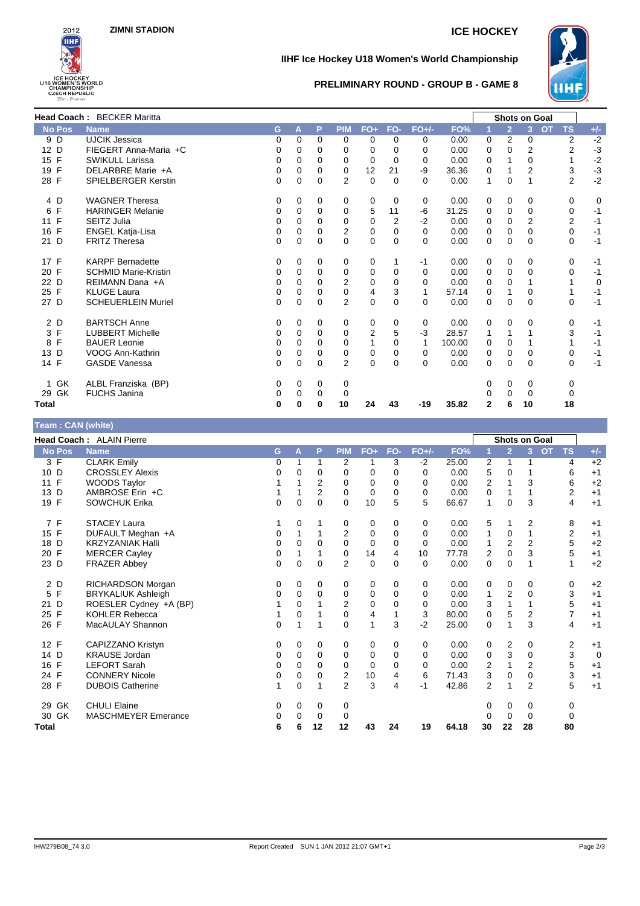ZIMNI STADION

ICE HOCKEY

# IIHF Ice Hockey U18 Women's World Championship

## PRELIMINARY ROUND - GROUP B - GAME 8

| No | Pos | Name | G | A | P | PIM | FO+ | FO- | FO+/- | FO% | 1 | 2 | 3 | OT | TS | +/- |
|---|---|---|---|---|---|---|---|---|---|---|---|---|---|---|---|---|
| **Head Coach : BECKER Maritta** | | | | | | | | | | | **Shots on Goal** | | | | | |
| 9 | D | UJCIK Jessica | 0 | 0 | 0 | 0 | 0 | 0 | 0 | 0.00 | 0 | 2 | 0 | | 2 | -2 |
| 12 | D | FIEGERT Anna-Maria +C | 0 | 0 | 0 | 0 | 0 | 0 | 0 | 0.00 | 0 | 0 | 2 | | 2 | -3 |
| 15 | F | SWIKULL Larissa | 0 | 0 | 0 | 0 | 0 | 0 | 0 | 0.00 | 0 | 1 | 0 | | 1 | -2 |
| 19 | F | DELARBRE Marie +A | 0 | 0 | 0 | 0 | 12 | 21 | -9 | 36.36 | 0 | 1 | 2 | | 3 | -3 |
| 28 | F | SPIELBERGER Kerstin | 0 | 0 | 0 | 2 | 0 | 0 | 0 | 0.00 | 1 | 0 | 1 | | 2 | -2 |
| 4 | D | WAGNER Theresa | 0 | 0 | 0 | 0 | 0 | 0 | 0 | 0.00 | 0 | 0 | 0 | | 0 | 0 |
| 6 | F | HARINGER Melanie | 0 | 0 | 0 | 0 | 5 | 11 | -6 | 31.25 | 0 | 0 | 0 | | 0 | -1 |
| 11 | F | SEITZ Julia | 0 | 0 | 0 | 0 | 0 | 2 | -2 | 0.00 | 0 | 0 | 2 | | 2 | -1 |
| 16 | F | ENGEL Katja-Lisa | 0 | 0 | 0 | 2 | 0 | 0 | 0 | 0.00 | 0 | 0 | 0 | | 0 | -1 |
| 21 | D | FRITZ Theresa | 0 | 0 | 0 | 0 | 0 | 0 | 0 | 0.00 | 0 | 0 | 0 | | 0 | -1 |
| 17 | F | KARPF Bernadette | 0 | 0 | 0 | 0 | 0 | 1 | -1 | 0.00 | 0 | 0 | 0 | | 0 | -1 |
| 20 | F | SCHMID Marie-Kristin | 0 | 0 | 0 | 0 | 0 | 0 | 0 | 0.00 | 0 | 0 | 0 | | 0 | -1 |
| 22 | D | REIMANN Dana +A | 0 | 0 | 0 | 2 | 0 | 0 | 0 | 0.00 | 0 | 0 | 1 | | 1 | 0 |
| 25 | F | KLUGE Laura | 0 | 0 | 0 | 0 | 4 | 3 | 1 | 57.14 | 0 | 1 | 0 | | 1 | -1 |
| 27 | D | SCHEUERLEIN Muriel | 0 | 0 | 0 | 2 | 0 | 0 | 0 | 0.00 | 0 | 0 | 0 | | 0 | -1 |
| 2 | D | BARTSCH Anne | 0 | 0 | 0 | 0 | 0 | 0 | 0 | 0.00 | 0 | 0 | 0 | | 0 | -1 |
| 3 | F | LUBBERT Michelle | 0 | 0 | 0 | 0 | 2 | 5 | -3 | 28.57 | 1 | 1 | 1 | | 3 | -1 |
| 8 | F | BAUER Leonie | 0 | 0 | 0 | 0 | 1 | 0 | 1 | 100.00 | 0 | 0 | 1 | | 1 | -1 |
| 13 | D | VOOG Ann-Kathrin | 0 | 0 | 0 | 0 | 0 | 0 | 0 | 0.00 | 0 | 0 | 0 | | 0 | -1 |
| 14 | F | GASDE Vanessa | 0 | 0 | 0 | 2 | 0 | 0 | 0 | 0.00 | 0 | 0 | 0 | | 0 | -1 |
| 1 | GK | ALBL Franziska (BP) | 0 | 0 | 0 | 0 | | | | | 0 | 0 | 0 | | 0 | |
| 29 | GK | FUCHS Janina | 0 | 0 | 0 | 0 | | | | | 0 | 0 | 0 | | 0 | |
| **Total** | | | **0** | **0** | **0** | **10** | **24** | **43** | **-19** | **35.82** | **2** | **6** | **10** | | **18** | |

## Team : CAN (white)

| No | Pos | Name | G | A | P | PIM | FO+ | FO- | FO+/- | FO% | 1 | 2 | 3 | OT | TS | +/- |
|---|---|---|---|---|---|---|---|---|---|---|---|---|---|---|---|---|
| **Head Coach : ALAIN Pierre** | | | | | | | | | | | **Shots on Goal** | | | | | |
| 3 | F | CLARK Emily | 0 | 1 | 1 | 2 | 1 | 3 | -2 | 25.00 | 2 | 1 | 1 | | 4 | +2 |
| 10 | D | CROSSLEY Alexis | 0 | 0 | 0 | 0 | 0 | 0 | 0 | 0.00 | 5 | 0 | 1 | | 6 | +1 |
| 11 | F | WOODS Taylor | 1 | 1 | 2 | 0 | 0 | 0 | 0 | 0.00 | 2 | 1 | 3 | | 6 | +2 |
| 13 | D | AMBROSE Erin +C | 1 | 1 | 2 | 0 | 0 | 0 | 0 | 0.00 | 0 | 1 | 1 | | 2 | +1 |
| 19 | F | SOWCHUK Erika | 0 | 0 | 0 | 0 | 10 | 5 | 5 | 66.67 | 1 | 0 | 3 | | 4 | +1 |
| 7 | F | STACEY Laura | 1 | 0 | 1 | 0 | 0 | 0 | 0 | 0.00 | 5 | 1 | 2 | | 8 | +1 |
| 15 | F | DUFAULT Meghan +A | 0 | 1 | 1 | 2 | 0 | 0 | 0 | 0.00 | 1 | 0 | 1 | | 2 | +1 |
| 18 | D | KRZYZANIAK Halli | 0 | 0 | 0 | 0 | 0 | 0 | 0 | 0.00 | 1 | 2 | 2 | | 5 | +2 |
| 20 | F | MERCER Cayley | 0 | 1 | 1 | 0 | 14 | 4 | 10 | 77.78 | 2 | 0 | 3 | | 5 | +1 |
| 23 | D | FRAZER Abbey | 0 | 0 | 0 | 2 | 0 | 0 | 0 | 0.00 | 0 | 0 | 1 | | 1 | +2 |
| 2 | D | RICHARDSON Morgan | 0 | 0 | 0 | 0 | 0 | 0 | 0 | 0.00 | 0 | 0 | 0 | | 0 | +2 |
| 5 | F | BRYKALIUK Ashleigh | 0 | 0 | 0 | 0 | 0 | 0 | 0 | 0.00 | 1 | 2 | 0 | | 3 | +1 |
| 21 | D | ROESLER Cydney +A (BP) | 1 | 0 | 1 | 2 | 0 | 0 | 0 | 0.00 | 3 | 1 | 1 | | 5 | +1 |
| 25 | F | KOHLER Rebecca | 1 | 0 | 1 | 0 | 4 | 1 | 3 | 80.00 | 0 | 5 | 2 | | 7 | +1 |
| 26 | F | MacAULAY Shannon | 0 | 1 | 1 | 0 | 1 | 3 | -2 | 25.00 | 0 | 1 | 3 | | 4 | +1 |
| 12 | F | CAPIZZANO Kristyn | 0 | 0 | 0 | 0 | 0 | 0 | 0 | 0.00 | 0 | 2 | 0 | | 2 | +1 |
| 14 | D | KRAUSE Jordan | 0 | 0 | 0 | 0 | 0 | 0 | 0 | 0.00 | 0 | 3 | 0 | | 3 | 0 |
| 16 | F | LEFORT Sarah | 0 | 0 | 0 | 0 | 0 | 0 | 0 | 0.00 | 2 | 1 | 2 | | 5 | +1 |
| 24 | F | CONNERY Nicole | 0 | 0 | 0 | 2 | 10 | 4 | 6 | 71.43 | 3 | 0 | 0 | | 3 | +1 |
| 28 | F | DUBOIS Catherine | 1 | 0 | 1 | 2 | 3 | 4 | -1 | 42.86 | 2 | 1 | 2 | | 5 | +1 |
| 29 | GK | CHULI Elaine | 0 | 0 | 0 | 0 | | | | | 0 | 0 | 0 | | 0 | |
| 30 | GK | MASCHMEYER Emerance | 0 | 0 | 0 | 0 | | | | | 0 | 0 | 0 | | 0 | |
| **Total** | | | **6** | **6** | **12** | **12** | **43** | **24** | **19** | **64.18** | **30** | **22** | **28** | | **80** | |

IHW279B08_74 3.0 Report Created SUN 1 JAN 2012 21:07 GMT+1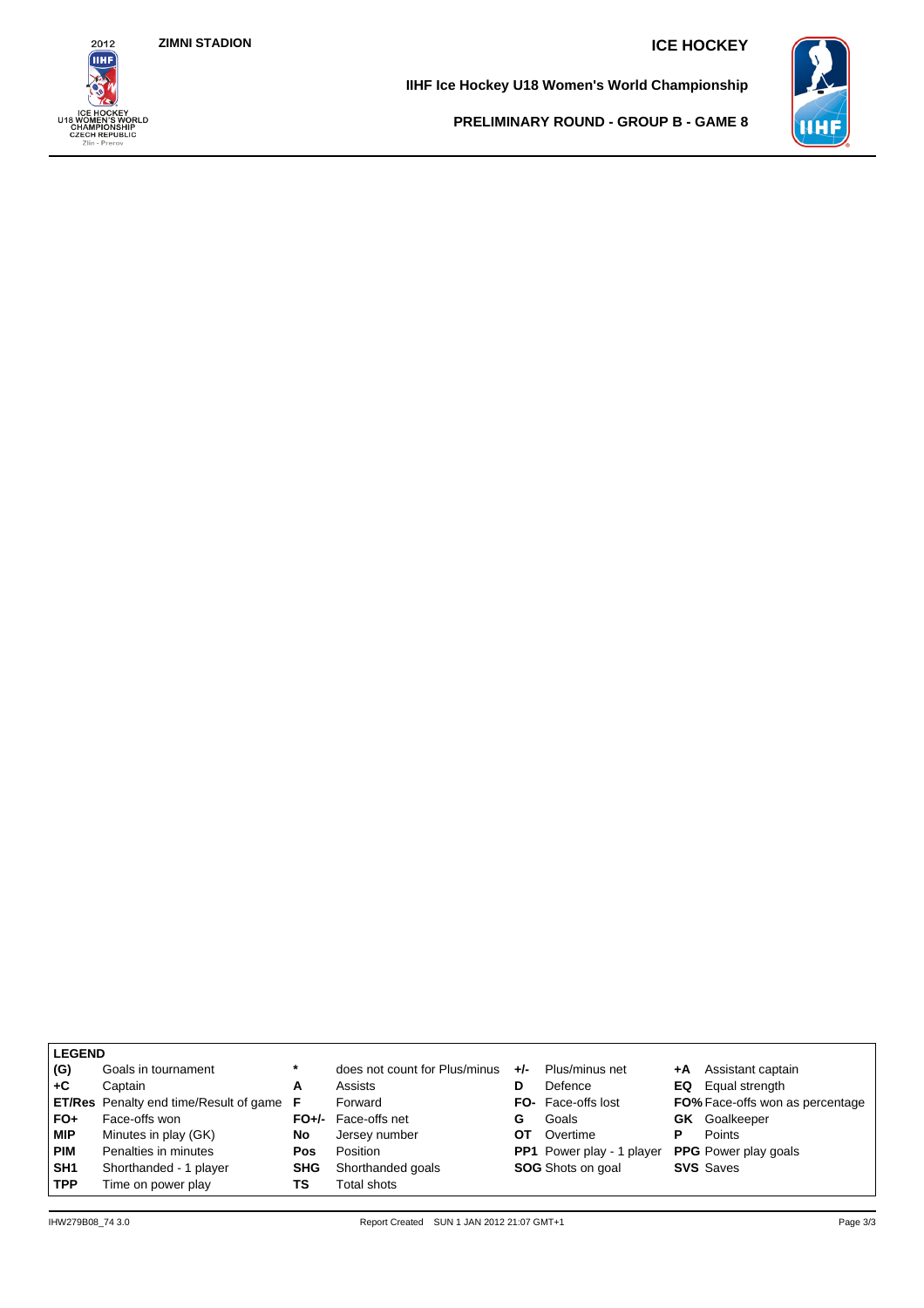**ZIMNI STADION**

**ICE HOCKEY**

**IIHF Ice Hockey U18 Women's World Championship**

**PRELIMINARY ROUND - GROUP B - GAME 8**

| **LEGEND** | | | | | | | |
|---|---|---|---|---|---|---|---|
| **(G)** Goals in tournament | | **\*** | does not count for Plus/minus | **+/-** | Plus/minus net | **+A** | Assistant captain |
| **+C** Captain | | **A** | Assists | **D** | Defence | **EQ** | Equal strength |
| **ET/Res** Penalty end time/Result of game | | **F** | Forward | **FO-** | Face-offs lost | **FO%** | Face-offs won as percentage |
| **FO+** Face-offs won | | **FO+/-** | Face-offs net | **G** | Goals | **GK** | Goalkeeper |
| **MIP** Minutes in play (GK) | | **No** | Jersey number | **OT** | Overtime | **P** | Points |
| **PIM** Penalties in minutes | | **Pos** | Position | **PP1** | Power play - 1 player | **PPG** | Power play goals |
| **SH1** Shorthanded - 1 player | | **SHG** | Shorthanded goals | **SOG** | Shots on goal | **SVS** | Saves |
| **TPP** Time on power play | | **TS** | Total shots | | | | |

IHW279B08_74 3.0 Report Created SUN 1 JAN 2012 21:07 GMT+1